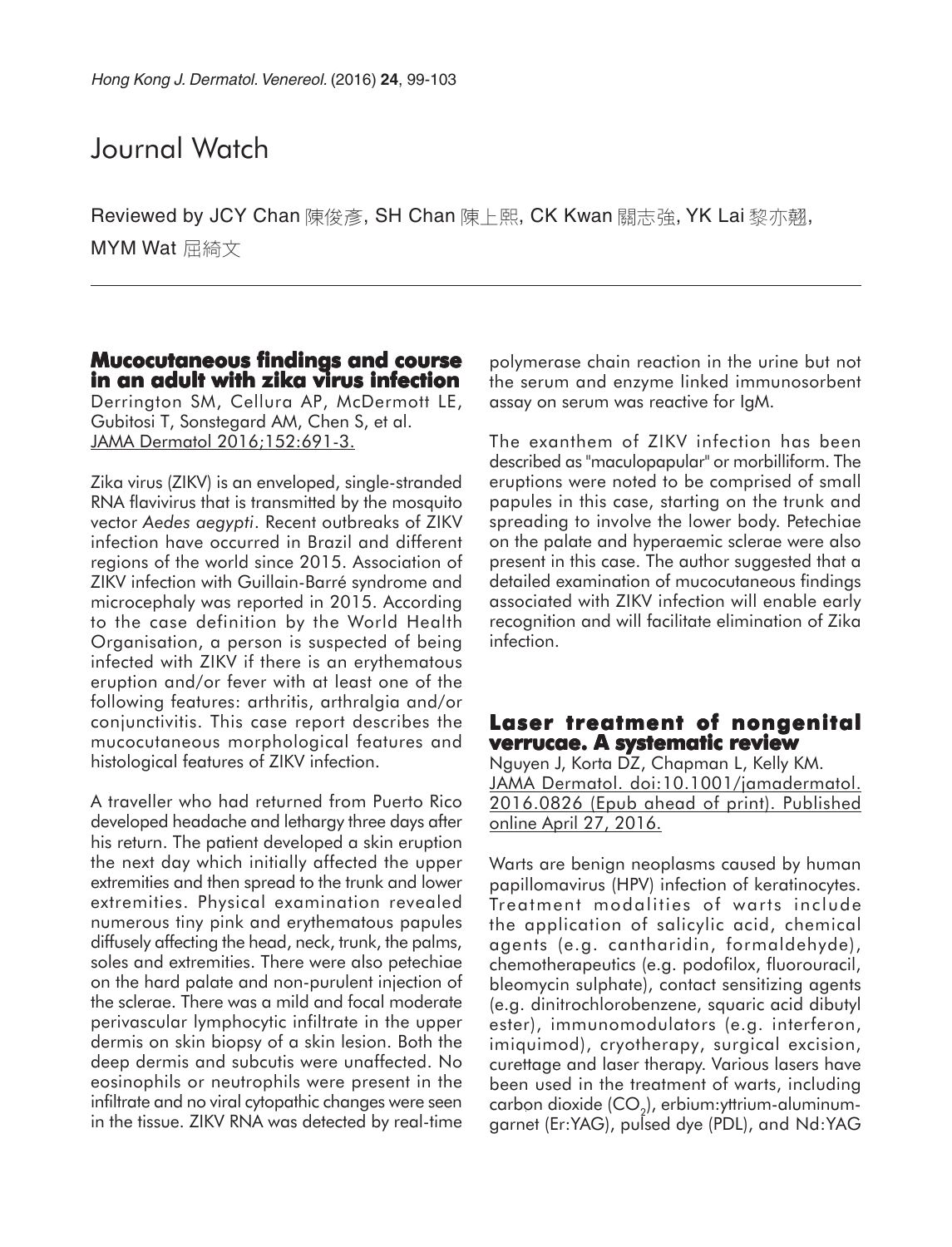# Journal Watch

Reviewed by JCY Chan 陳俊彥, SH Chan 陳上熙, CK Kwan 關志強, YK Lai 黎亦翹, MYM Wat 屈綺文

## Mucocutaneous findings and course in an adult with zika virus infection

Derrington SM, Cellura AP, McDermott LE, Gubitosi T, Sonstegard AM, Chen S, et al. JAMA Dermatol 2016;152:691-3.

Zika virus (ZIKV) is an enveloped, single-stranded RNA flavivirus that is transmitted by the mosquito vector *Aedes aegypti*. Recent outbreaks of ZIKV infection have occurred in Brazil and different regions of the world since 2015. Association of ZIKV infection with Guillain-Barré syndrome and microcephaly was reported in 2015. According to the case definition by the World Health Organisation, a person is suspected of being infected with ZIKV if there is an erythematous eruption and/or fever with at least one of the following features: arthritis, arthralgia and/or conjunctivitis. This case report describes the mucocutaneous morphological features and histological features of ZIKV infection.

A traveller who had returned from Puerto Rico developed headache and lethargy three days after his return. The patient developed a skin eruption the next day which initially affected the upper extremities and then spread to the trunk and lower extremities. Physical examination revealed numerous tiny pink and erythematous papules diffusely affecting the head, neck, trunk, the palms, soles and extremities. There were also petechiae on the hard palate and non-purulent injection of the sclerae. There was a mild and focal moderate perivascular lymphocytic infiltrate in the upper dermis on skin biopsy of a skin lesion. Both the deep dermis and subcutis were unaffected. No eosinophils or neutrophils were present in the infiltrate and no viral cytopathic changes were seen in the tissue. ZIKV RNA was detected by real-time polymerase chain reaction in the urine but not the serum and enzyme linked immunosorbent assay on serum was reactive for IgM.

The exanthem of ZIKV infection has been described as "maculopapular" or morbilliform. The eruptions were noted to be comprised of small papules in this case, starting on the trunk and spreading to involve the lower body. Petechiae on the palate and hyperaemic sclerae were also present in this case. The author suggested that a detailed examination of mucocutaneous findings associated with ZIKV infection will enable early recognition and will facilitate elimination of Zika infection.

## Laser treatment of nongenital verrucae. A systematic review

Nguyen J, Korta DZ, Chapman L, Kelly KM. JAMA Dermatol. doi:10.1001/jamadermatol.2016.0826 (Epub ahead of print). Published online April 27, 2016.

Warts are benign neoplasms caused by human papillomavirus (HPV) infection of keratinocytes. Treatment modalities of warts include the application of salicylic acid, chemical agents (e.g. cantharidin, formaldehyde), chemotherapeutics (e.g. podofilox, fluorouracil, bleomycin sulphate), contact sensitizing agents (e.g. dinitrochlorobenzene, squaric acid dibutyl ester), immunomodulators (e.g. interferon, imiquimod), cryotherapy, surgical excision, curettage and laser therapy. Various lasers have been used in the treatment of warts, including carbon dioxide ($CO_2$), erbium:yttrium-aluminum-garnet (Er:YAG), pulsed dye (PDL), and Nd:YAG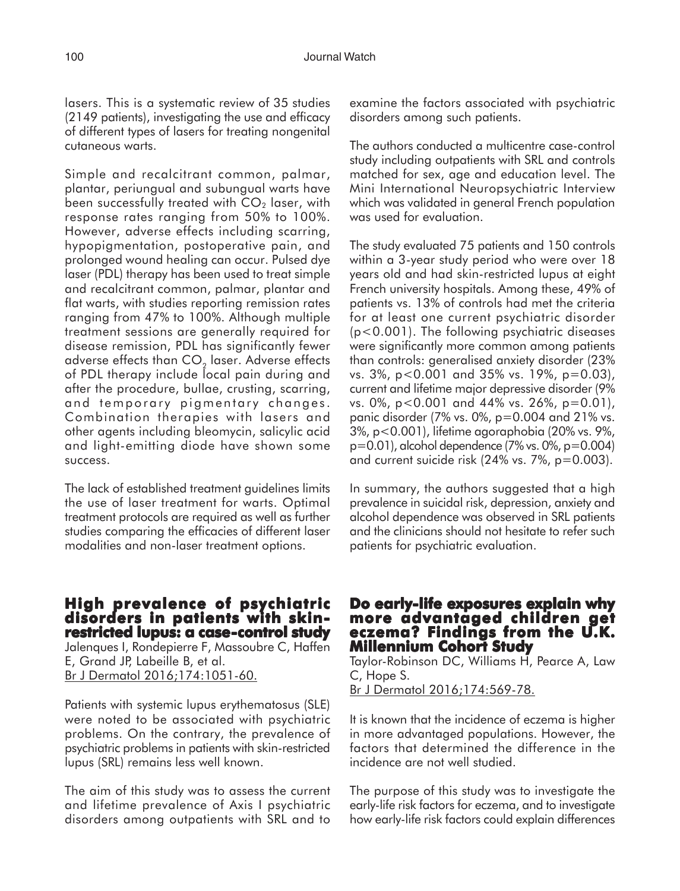lasers. This is a systematic review of 35 studies (2149 patients), investigating the use and efficacy of different types of lasers for treating nongenital cutaneous warts.

Simple and recalcitrant common, palmar, plantar, periungual and subungual warts have been successfully treated with $CO_2$ laser, with response rates ranging from 50% to 100%. However, adverse effects including scarring, hypopigmentation, postoperative pain, and prolonged wound healing can occur. Pulsed dye laser (PDL) therapy has been used to treat simple and recalcitrant common, palmar, plantar and flat warts, with studies reporting remission rates ranging from 47% to 100%. Although multiple treatment sessions are generally required for disease remission, PDL has significantly fewer adverse effects than $CO_2$ laser. Adverse effects of PDL therapy include local pain during and after the procedure, bullae, crusting, scarring, and temporary pigmentary changes. Combination therapies with lasers and other agents including bleomycin, salicylic acid and light-emitting diode have shown some success.

The lack of established treatment guidelines limits the use of laser treatment for warts. Optimal treatment protocols are required as well as further studies comparing the efficacies of different laser modalities and non-laser treatment options.

## High prevalence of psychiatric disorders in patients with skin-restricted lupus: a case-control study

Jalenques I, Rondepierre F, Massoubre C, Haffen E, Grand JP, Labeille B, et al.
Br J Dermatol 2016;174:1051-60.

Patients with systemic lupus erythematosus (SLE) were noted to be associated with psychiatric problems. On the contrary, the prevalence of psychiatric problems in patients with skin-restricted lupus (SRL) remains less well known.

The aim of this study was to assess the current and lifetime prevalence of Axis I psychiatric disorders among outpatients with SRL and to examine the factors associated with psychiatric disorders among such patients.

The authors conducted a multicentre case-control study including outpatients with SRL and controls matched for sex, age and education level. The Mini International Neuropsychiatric Interview which was validated in general French population was used for evaluation.

The study evaluated 75 patients and 150 controls within a 3-year study period who were over 18 years old and had skin-restricted lupus at eight French university hospitals. Among these, 49% of patients vs. 13% of controls had met the criteria for at least one current psychiatric disorder ($p<0.001$). The following psychiatric diseases were significantly more common among patients than controls: generalised anxiety disorder (23% vs. 3%, $p<0.001$ and 35% vs. 19%, $p=0.03$), current and lifetime major depressive disorder (9% vs. 0%, $p<0.001$ and 44% vs. 26%, $p=0.01$), panic disorder (7% vs. 0%, $p=0.004$ and 21% vs. 3%, $p<0.001$), lifetime agoraphobia (20% vs. 9%, $p=0.01$), alcohol dependence (7% vs. 0%, $p=0.004$) and current suicide risk (24% vs. 7%, $p=0.003$).

In summary, the authors suggested that a high prevalence in suicidal risk, depression, anxiety and alcohol dependence was observed in SRL patients and the clinicians should not hesitate to refer such patients for psychiatric evaluation.

## Do early-life exposures explain why more advantaged children get eczema? Findings from the U.K. Millennium Cohort Study

Taylor-Robinson DC, Williams H, Pearce A, Law C, Hope S.
Br J Dermatol 2016;174:569-78.

It is known that the incidence of eczema is higher in more advantaged populations. However, the factors that determined the difference in the incidence are not well studied.

The purpose of this study was to investigate the early-life risk factors for eczema, and to investigate how early-life risk factors could explain differences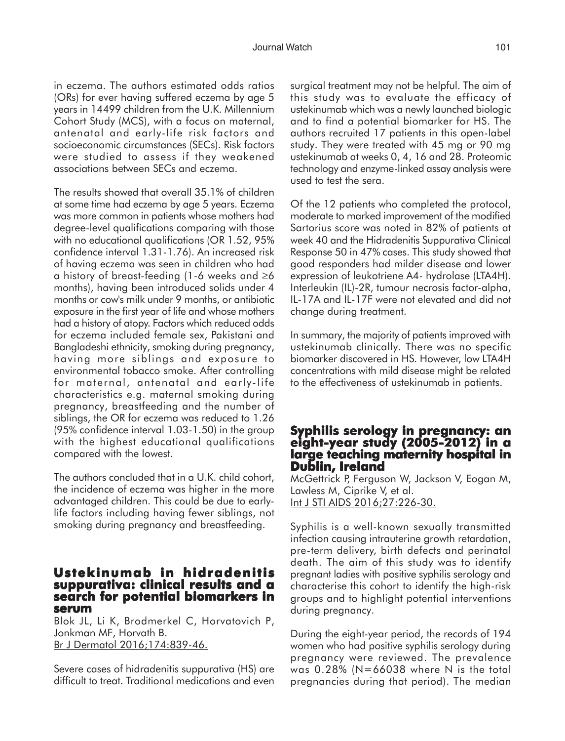in eczema. The authors estimated odds ratios (ORs) for ever having suffered eczema by age 5 years in 14499 children from the U.K. Millennium Cohort Study (MCS), with a focus on maternal, antenatal and early-life risk factors and socioeconomic circumstances (SECs). Risk factors were studied to assess if they weakened associations between SECs and eczema.

The results showed that overall 35.1% of children at some time had eczema by age 5 years. Eczema was more common in patients whose mothers had degree-level qualifications comparing with those with no educational qualifications (OR 1.52, 95% confidence interval 1.31-1.76). An increased risk of having eczema was seen in children who had a history of breast-feeding (1-6 weeks and ≥6 months), having been introduced solids under 4 months or cow's milk under 9 months, or antibiotic exposure in the first year of life and whose mothers had a history of atopy. Factors which reduced odds for eczema included female sex, Pakistani and Bangladeshi ethnicity, smoking during pregnancy, having more siblings and exposure to environmental tobacco smoke. After controlling for maternal, antenatal and early-life characteristics e.g. maternal smoking during pregnancy, breastfeeding and the number of siblings, the OR for eczema was reduced to 1.26 (95% confidence interval 1.03-1.50) in the group with the highest educational qualifications compared with the lowest.

The authors concluded that in a U.K. child cohort, the incidence of eczema was higher in the more advantaged children. This could be due to early-life factors including having fewer siblings, not smoking during pregnancy and breastfeeding.

## Ustekinumab in hidradenitis suppurativa: clinical results and a search for potential biomarkers in serum

Blok JL, Li K, Brodmerkel C, Horvatovich P, Jonkman MF, Horvath B.
Br J Dermatol 2016;174:839-46.

Severe cases of hidradenitis suppurativa (HS) are difficult to treat. Traditional medications and even surgical treatment may not be helpful. The aim of this study was to evaluate the efficacy of ustekinumab which was a newly launched biologic and to find a potential biomarker for HS. The authors recruited 17 patients in this open-label study. They were treated with 45 mg or 90 mg ustekinumab at weeks 0, 4, 16 and 28. Proteomic technology and enzyme-linked assay analysis were used to test the sera.

Of the 12 patients who completed the protocol, moderate to marked improvement of the modified Sartorius score was noted in 82% of patients at week 40 and the Hidradenitis Suppurativa Clinical Response 50 in 47% cases. This study showed that good responders had milder disease and lower expression of leukotriene A4- hydrolase (LTA4H). Interleukin (IL)-2R, tumour necrosis factor-alpha, IL-17A and IL-17F were not elevated and did not change during treatment.

In summary, the majority of patients improved with ustekinumab clinically. There was no specific biomarker discovered in HS. However, low LTA4H concentrations with mild disease might be related to the effectiveness of ustekinumab in patients.

## Syphilis serology in pregnancy: an eight-year study (2005-2012) in a large teaching maternity hospital in Dublin, Ireland

McGettrick P, Ferguson W, Jackson V, Eogan M, Lawless M, Ciprike V, et al.
Int J STI AIDS 2016;27:226-30.

Syphilis is a well-known sexually transmitted infection causing intrauterine growth retardation, pre-term delivery, birth defects and perinatal death. The aim of this study was to identify pregnant ladies with positive syphilis serology and characterise this cohort to identify the high-risk groups and to highlight potential interventions during pregnancy.

During the eight-year period, the records of 194 women who had positive syphilis serology during pregnancy were reviewed. The prevalence was 0.28% (N=66038 where N is the total pregnancies during that period). The median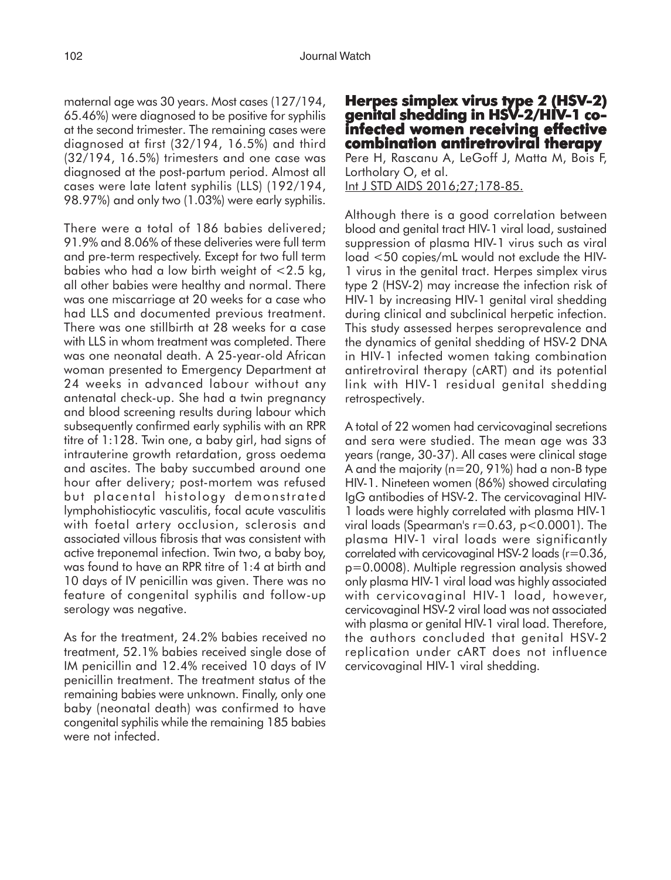maternal age was 30 years. Most cases (127/194, 65.46%) were diagnosed to be positive for syphilis at the second trimester. The remaining cases were diagnosed at first (32/194, 16.5%) and third (32/194, 16.5%) trimesters and one case was diagnosed at the post-partum period. Almost all cases were late latent syphilis (LLS) (192/194, 98.97%) and only two (1.03%) were early syphilis.

There were a total of 186 babies delivered; 91.9% and 8.06% of these deliveries were full term and pre-term respectively. Except for two full term babies who had a low birth weight of <2.5 kg, all other babies were healthy and normal. There was one miscarriage at 20 weeks for a case who had LLS and documented previous treatment. There was one stillbirth at 28 weeks for a case with LLS in whom treatment was completed. There was one neonatal death. A 25-year-old African woman presented to Emergency Department at 24 weeks in advanced labour without any antenatal check-up. She had a twin pregnancy and blood screening results during labour which subsequently confirmed early syphilis with an RPR titre of 1:128. Twin one, a baby girl, had signs of intrauterine growth retardation, gross oedema and ascites. The baby succumbed around one hour after delivery; post-mortem was refused but placental histology demonstrated lymphohistiocytic vasculitis, focal acute vasculitis with foetal artery occlusion, sclerosis and associated villous fibrosis that was consistent with active treponemal infection. Twin two, a baby boy, was found to have an RPR titre of 1:4 at birth and 10 days of IV penicillin was given. There was no feature of congenital syphilis and follow-up serology was negative.

As for the treatment, 24.2% babies received no treatment, 52.1% babies received single dose of IM penicillin and 12.4% received 10 days of IV penicillin treatment. The treatment status of the remaining babies were unknown. Finally, only one baby (neonatal death) was confirmed to have congenital syphilis while the remaining 185 babies were not infected.

## Herpes simplex virus type 2 (HSV-2) genital shedding in HSV-2/HIV-1 co-infected women receiving effective combination antiretroviral therapy

Pere H, Rascanu A, LeGoff J, Matta M, Bois F, Lortholary O, et al.
Int J STD AIDS 2016;27;178-85.

Although there is a good correlation between blood and genital tract HIV-1 viral load, sustained suppression of plasma HIV-1 virus such as viral load <50 copies/mL would not exclude the HIV-1 virus in the genital tract. Herpes simplex virus type 2 (HSV-2) may increase the infection risk of HIV-1 by increasing HIV-1 genital viral shedding during clinical and subclinical herpetic infection. This study assessed herpes seroprevalence and the dynamics of genital shedding of HSV-2 DNA in HIV-1 infected women taking combination antiretroviral therapy (cART) and its potential link with HIV-1 residual genital shedding retrospectively.

A total of 22 women had cervicovaginal secretions and sera were studied. The mean age was 33 years (range, 30-37). All cases were clinical stage A and the majority (n=20, 91%) had a non-B type HIV-1. Nineteen women (86%) showed circulating IgG antibodies of HSV-2. The cervicovaginal HIV-1 loads were highly correlated with plasma HIV-1 viral loads (Spearman's $r=0.63$, $p<0.0001$). The plasma HIV-1 viral loads were significantly correlated with cervicovaginal HSV-2 loads ($r=0.36$, $p=0.0008$). Multiple regression analysis showed only plasma HIV-1 viral load was highly associated with cervicovaginal HIV-1 load, however, cervicovaginal HSV-2 viral load was not associated with plasma or genital HIV-1 viral load. Therefore, the authors concluded that genital HSV-2 replication under cART does not influence cervicovaginal HIV-1 viral shedding.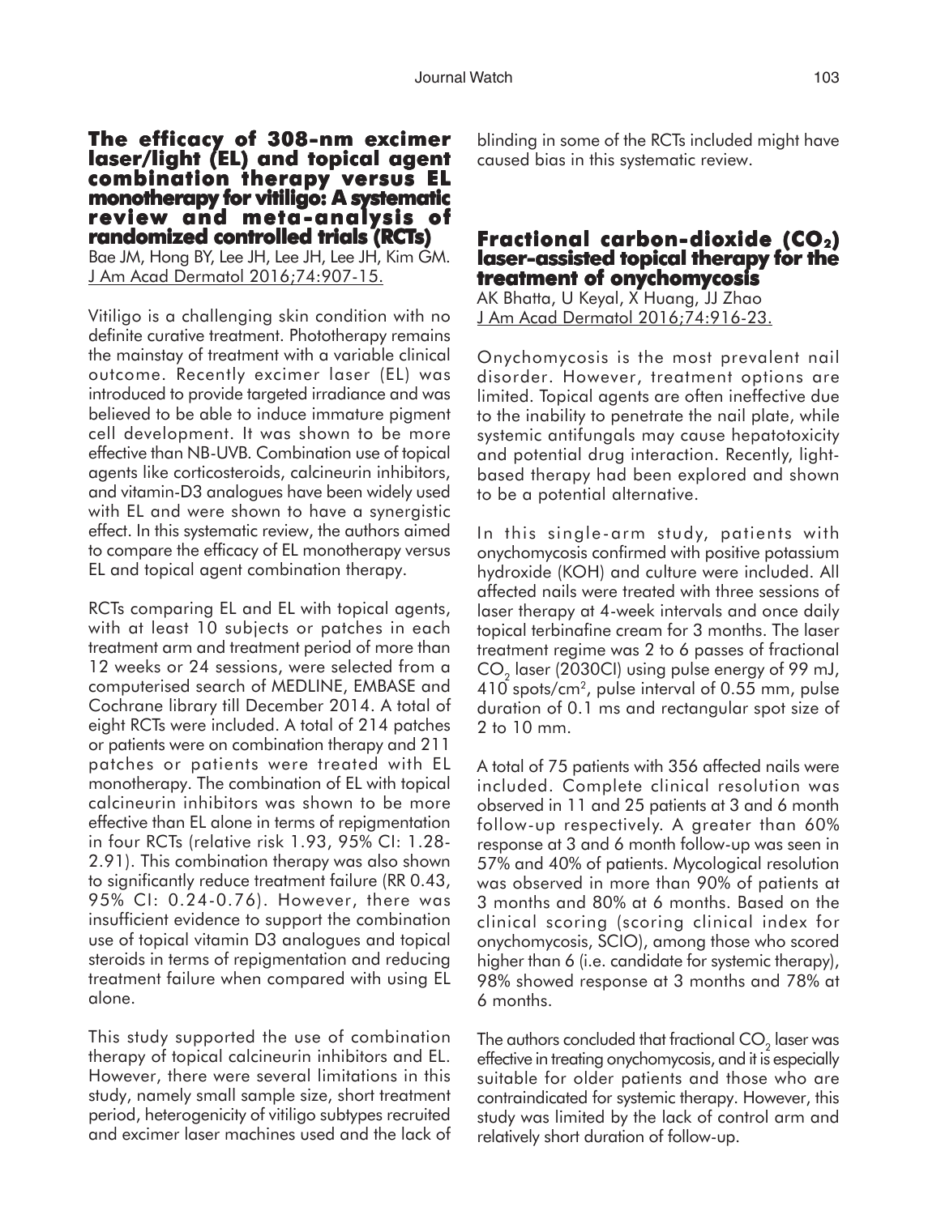## The efficacy of 308-nm excimer laser/light (EL) and topical agent combination therapy versus EL monotherapy for vitiligo: A systematic review and meta-analysis of randomized controlled trials (RCTs)

Bae JM, Hong BY, Lee JH, Lee JH, Lee JH, Kim GM. J Am Acad Dermatol 2016;74:907-15.

Vitiligo is a challenging skin condition with no definite curative treatment. Phototherapy remains the mainstay of treatment with a variable clinical outcome. Recently excimer laser (EL) was introduced to provide targeted irradiance and was believed to be able to induce immature pigment cell development. It was shown to be more effective than NB-UVB. Combination use of topical agents like corticosteroids, calcineurin inhibitors, and vitamin-D3 analogues have been widely used with EL and were shown to have a synergistic effect. In this systematic review, the authors aimed to compare the efficacy of EL monotherapy versus EL and topical agent combination therapy.

RCTs comparing EL and EL with topical agents, with at least 10 subjects or patches in each treatment arm and treatment period of more than 12 weeks or 24 sessions, were selected from a computerised search of MEDLINE, EMBASE and Cochrane library till December 2014. A total of eight RCTs were included. A total of 214 patches or patients were on combination therapy and 211 patches or patients were treated with EL monotherapy. The combination of EL with topical calcineurin inhibitors was shown to be more effective than EL alone in terms of repigmentation in four RCTs (relative risk 1.93, 95% CI: 1.28-2.91). This combination therapy was also shown to significantly reduce treatment failure (RR 0.43, 95% CI: 0.24-0.76). However, there was insufficient evidence to support the combination use of topical vitamin D3 analogues and topical steroids in terms of repigmentation and reducing treatment failure when compared with using EL alone.

This study supported the use of combination therapy of topical calcineurin inhibitors and EL. However, there were several limitations in this study, namely small sample size, short treatment period, heterogenicity of vitiligo subtypes recruited and excimer laser machines used and the lack of blinding in some of the RCTs included might have caused bias in this systematic review.

## Fractional carbon-dioxide ($CO_2$) laser-assisted topical therapy for the treatment of onychomycosis

AK Bhatta, U Keyal, X Huang, JJ Zhao
J Am Acad Dermatol 2016;74:916-23.

Onychomycosis is the most prevalent nail disorder. However, treatment options are limited. Topical agents are often ineffective due to the inability to penetrate the nail plate, while systemic antifungals may cause hepatotoxicity and potential drug interaction. Recently, light-based therapy had been explored and shown to be a potential alternative.

In this single-arm study, patients with onychomycosis confirmed with positive potassium hydroxide (KOH) and culture were included. All affected nails were treated with three sessions of laser therapy at 4-week intervals and once daily topical terbinafine cream for 3 months. The laser treatment regime was 2 to 6 passes of fractional $CO_2$ laser (2030CI) using pulse energy of 99 mJ, 410 spots/cm$^2$, pulse interval of 0.55 mm, pulse duration of 0.1 ms and rectangular spot size of 2 to 10 mm.

A total of 75 patients with 356 affected nails were included. Complete clinical resolution was observed in 11 and 25 patients at 3 and 6 month follow-up respectively. A greater than 60% response at 3 and 6 month follow-up was seen in 57% and 40% of patients. Mycological resolution was observed in more than 90% of patients at 3 months and 80% at 6 months. Based on the clinical scoring (scoring clinical index for onychomycosis, SCIO), among those who scored higher than 6 (i.e. candidate for systemic therapy), 98% showed response at 3 months and 78% at 6 months.

The authors concluded that fractional $CO_2$ laser was effective in treating onychomycosis, and it is especially suitable for older patients and those who are contraindicated for systemic therapy. However, this study was limited by the lack of control arm and relatively short duration of follow-up.